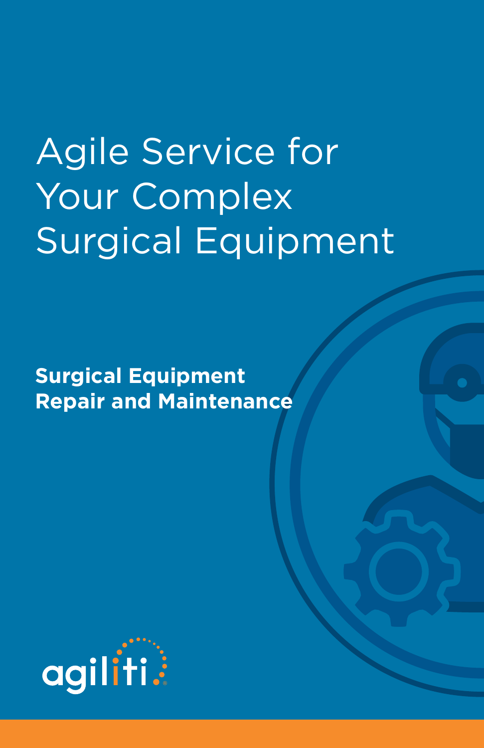# Agile Service for Your Complex Surgical Equipment

**Surgical Equipment Repair and Maintenance**

agiliti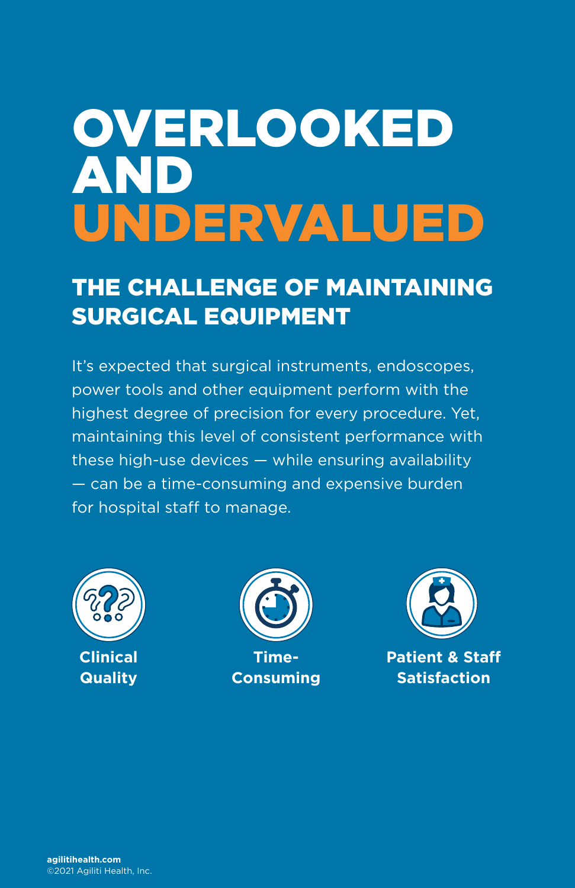# OVERLOOKED AND UNDERVALUED

## THE CHALLENGE OF MAINTAINING SURGICAL EQUIPMENT

It's expected that surgical instruments, endoscopes, power tools and other equipment perform with the highest degree of precision for every procedure. Yet, maintaining this level of consistent performance with these high-use devices — while ensuring availability — can be a time-consuming and expensive burden for hospital staff to manage.

**Clinical Quality**

**Time-Consuming**

**Patient & Staff Satisfaction**

**agilitihealth.com**
©2021 Agiliti Health, Inc.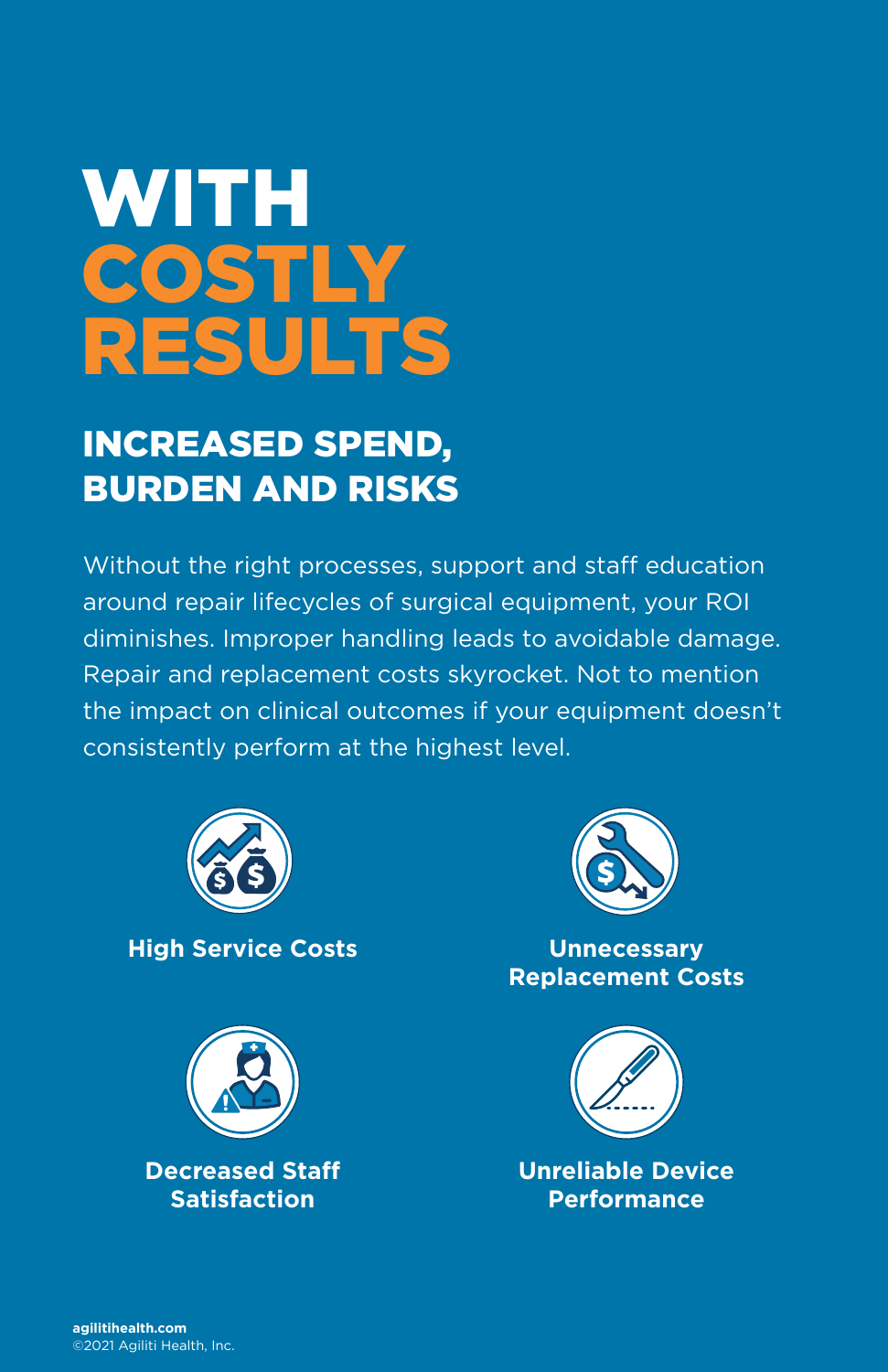# WITH COSTLY RESULTS

## INCREASED SPEND, BURDEN AND RISKS

Without the right processes, support and staff education around repair lifecycles of surgical equipment, your ROI diminishes. Improper handling leads to avoidable damage. Repair and replacement costs skyrocket. Not to mention the impact on clinical outcomes if your equipment doesn't consistently perform at the highest level.

**High Service Costs**

**Unnecessary Replacement Costs**

**Decreased Staff Satisfaction**

**Unreliable Device Performance**

**agilitihealth.com**
©2021 Agiliti Health, Inc.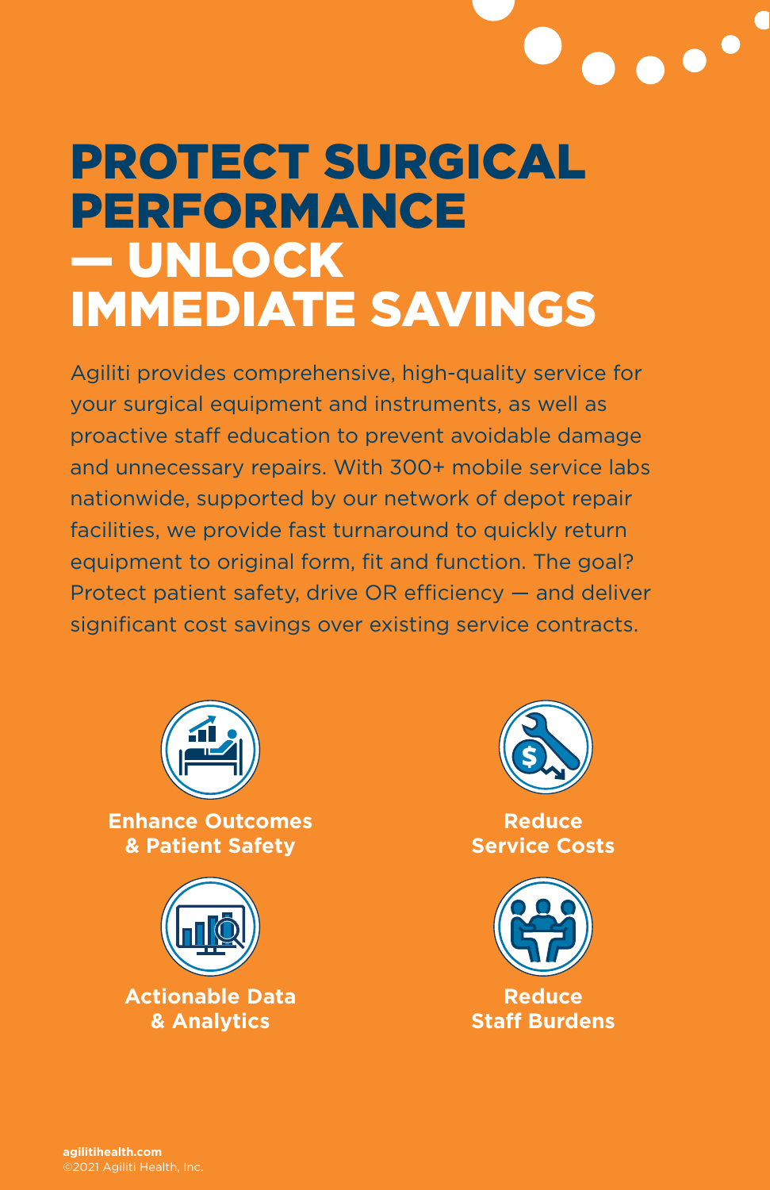# PROTECT SURGICAL PERFORMANCE — UNLOCK IMMEDIATE SAVINGS

Agiliti provides comprehensive, high-quality service for your surgical equipment and instruments, as well as proactive staff education to prevent avoidable damage and unnecessary repairs. With 300+ mobile service labs nationwide, supported by our network of depot repair facilities, we provide fast turnaround to quickly return equipment to original form, fit and function. The goal? Protect patient safety, drive OR efficiency — and deliver significant cost savings over existing service contracts.

**Enhance Outcomes & Patient Safety**

**Reduce Service Costs**

**Actionable Data & Analytics**

**Reduce Staff Burdens**

**agilitihealth.com**
©2021 Agiliti Health, Inc.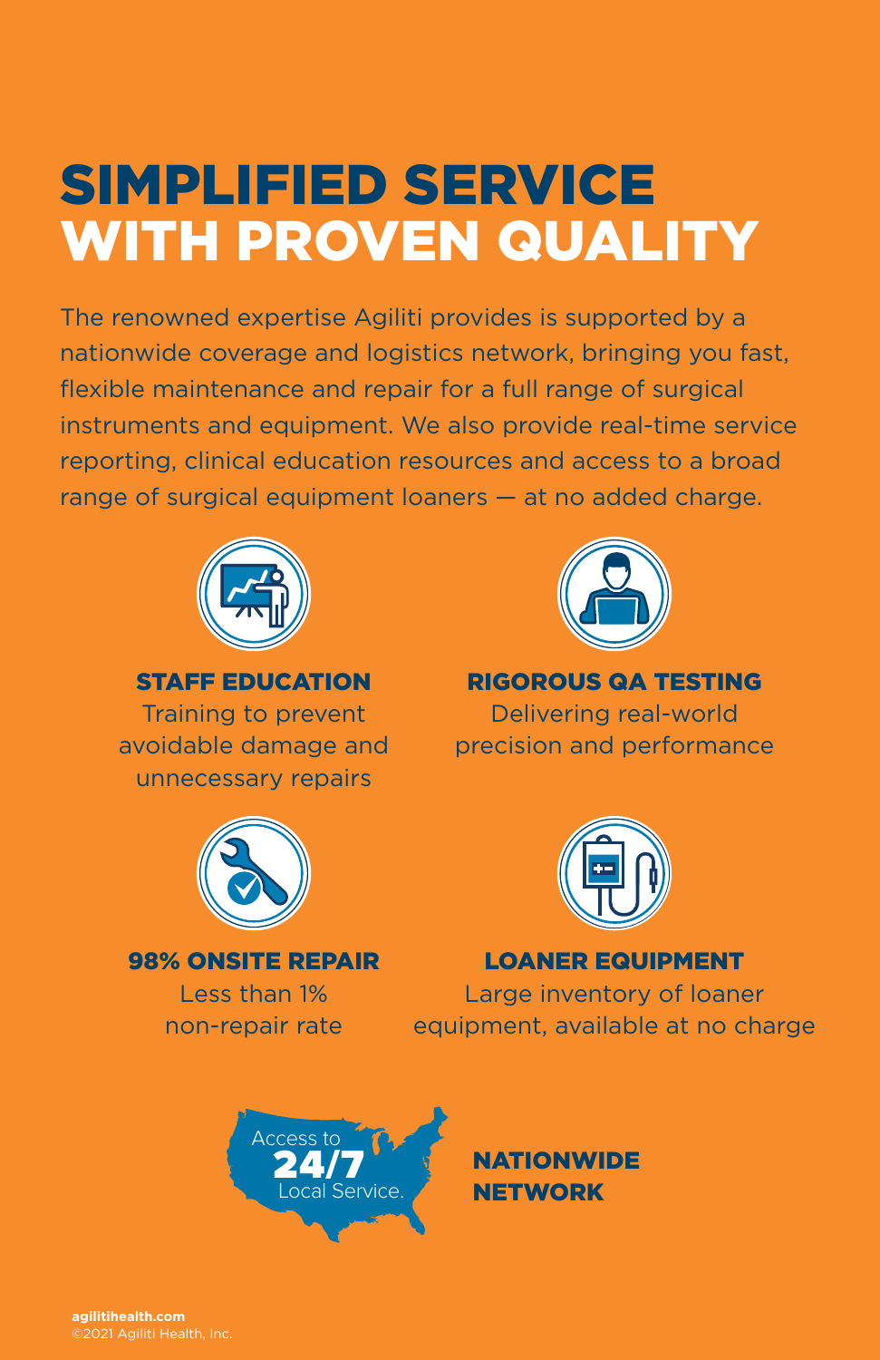# SIMPLIFIED SERVICE WITH PROVEN QUALITY

The renowned expertise Agiliti provides is supported by a nationwide coverage and logistics network, bringing you fast, flexible maintenance and repair for a full range of surgical instruments and equipment. We also provide real-time service reporting, clinical education resources and access to a broad range of surgical equipment loaners — at no added charge.

**STAFF EDUCATION**
Training to prevent avoidable damage and unnecessary repairs

**RIGOROUS QA TESTING**
Delivering real-world precision and performance

**98% ONSITE REPAIR**
Less than 1% non-repair rate

**LOANER EQUIPMENT**
Large inventory of loaner equipment, available at no charge

Access to **24/7** Local Service.

**NATIONWIDE NETWORK**

**agilitihealth.com**
©2021 Agiliti Health, Inc.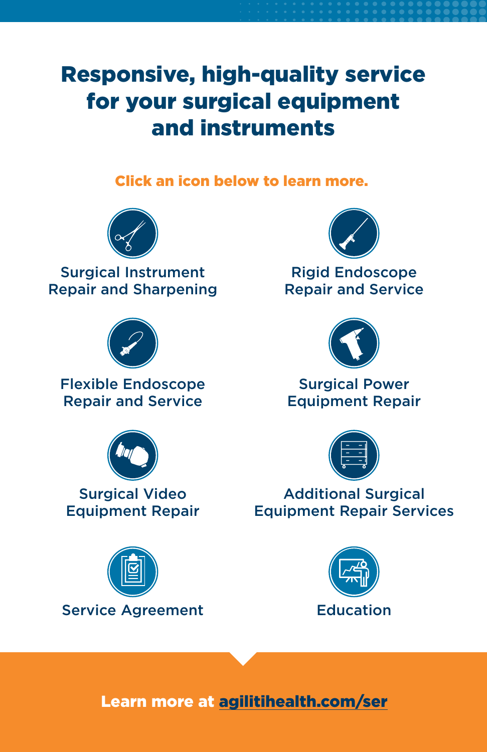# Responsive, high-quality service for your surgical equipment and instruments

**Click an icon below to learn more.**

- Surgical Instrument Repair and Sharpening
- Rigid Endoscope Repair and Service
- Flexible Endoscope Repair and Service
- Surgical Power Equipment Repair
- Surgical Video Equipment Repair
- Additional Surgical Equipment Repair Services
- Service Agreement
- Education

**Learn more at agilitihealth.com/ser**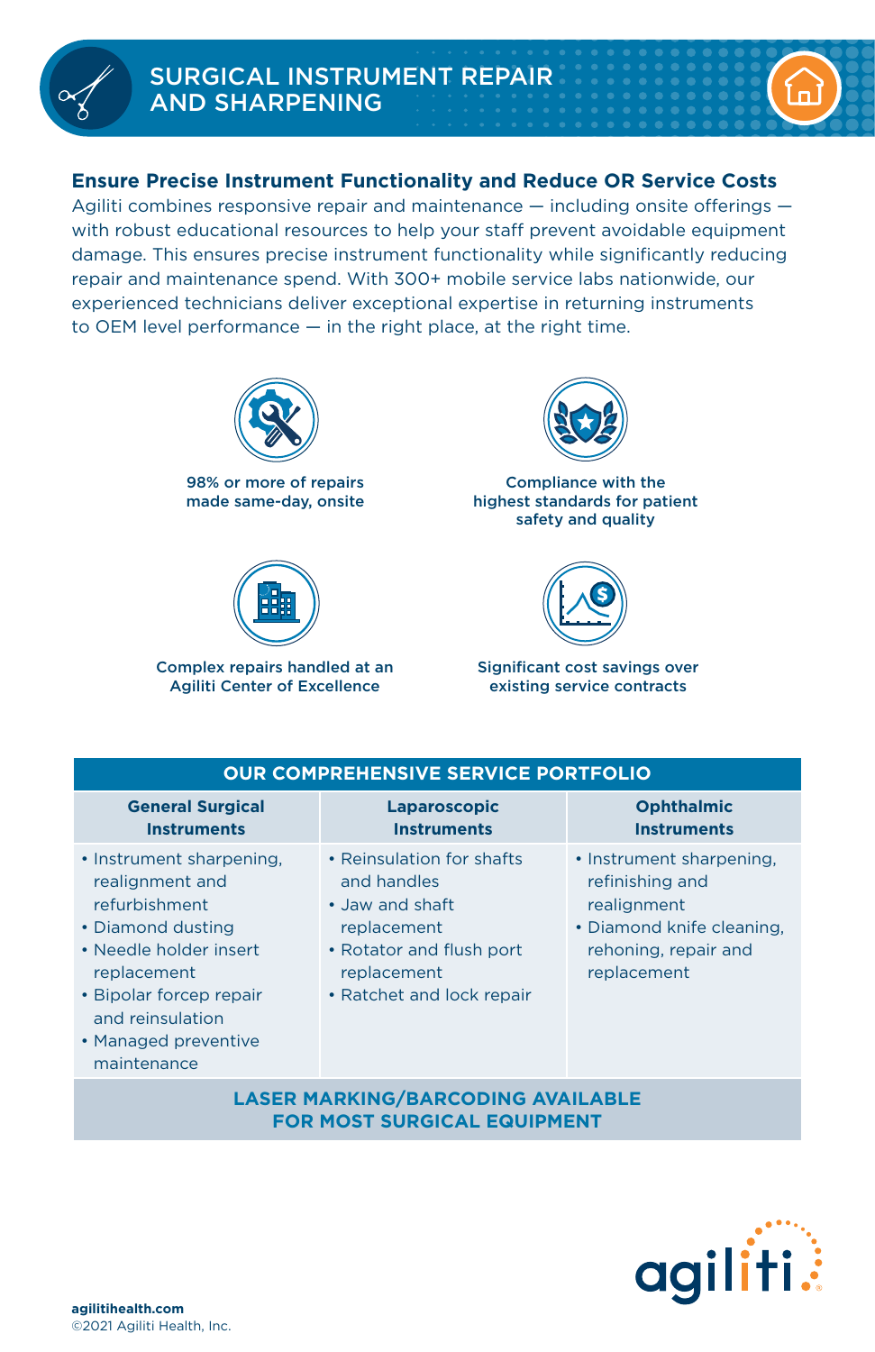# SURGICAL INSTRUMENT REPAIR AND SHARPENING

## Ensure Precise Instrument Functionality and Reduce OR Service Costs

Agiliti combines responsive repair and maintenance — including onsite offerings — with robust educational resources to help your staff prevent avoidable equipment damage. This ensures precise instrument functionality while significantly reducing repair and maintenance spend. With 300+ mobile service labs nationwide, our experienced technicians deliver exceptional expertise in returning instruments to OEM level performance — in the right place, at the right time.

**98% or more of repairs made same-day, onsite**

**Compliance with the highest standards for patient safety and quality**

**Complex repairs handled at an Agiliti Center of Excellence**

**Significant cost savings over existing service contracts**

| OUR COMPREHENSIVE SERVICE PORTFOLIO | | |
|---|---|---|
| **General Surgical Instruments** | **Laparoscopic Instruments** | **Ophthalmic Instruments** |
| • Instrument sharpening, realignment and refurbishment<br>• Diamond dusting<br>• Needle holder insert replacement<br>• Bipolar forcep repair and reinsulation<br>• Managed preventive maintenance | • Reinsulation for shafts and handles<br>• Jaw and shaft replacement<br>• Rotator and flush port replacement<br>• Ratchet and lock repair | • Instrument sharpening, refinishing and realignment<br>• Diamond knife cleaning, rehoning, repair and replacement |
| **LASER MARKING/BARCODING AVAILABLE FOR MOST SURGICAL EQUIPMENT** | | |

agiliti

agilitihealth.com
©2021 Agiliti Health, Inc.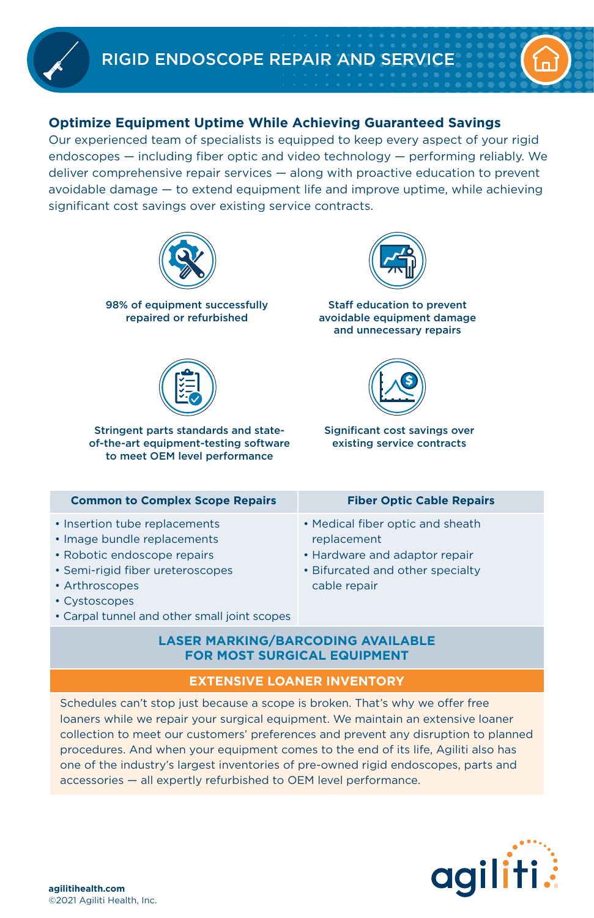# RIGID ENDOSCOPE REPAIR AND SERVICE

## Optimize Equipment Uptime While Achieving Guaranteed Savings

Our experienced team of specialists is equipped to keep every aspect of your rigid endoscopes — including fiber optic and video technology — performing reliably. We deliver comprehensive repair services — along with proactive education to prevent avoidable damage — to extend equipment life and improve uptime, while achieving significant cost savings over existing service contracts.

**98% of equipment successfully repaired or refurbished**

**Staff education to prevent avoidable equipment damage and unnecessary repairs**

**Stringent parts standards and state-of-the-art equipment-testing software to meet OEM level performance**

**Significant cost savings over existing service contracts**

| Common to Complex Scope Repairs | Fiber Optic Cable Repairs |
| --- | --- |
| • Insertion tube replacements<br>• Image bundle replacements<br>• Robotic endoscope repairs<br>• Semi-rigid fiber ureteroscopes<br>• Arthroscopes<br>• Cystoscopes<br>• Carpal tunnel and other small joint scopes | • Medical fiber optic and sheath replacement<br>• Hardware and adaptor repair<br>• Bifurcated and other specialty cable repair |

**LASER MARKING/BARCODING AVAILABLE FOR MOST SURGICAL EQUIPMENT**

### EXTENSIVE LOANER INVENTORY

Schedules can't stop just because a scope is broken. That's why we offer free loaners while we repair your surgical equipment. We maintain an extensive loaner collection to meet our customers' preferences and prevent any disruption to planned procedures. And when your equipment comes to the end of its life, Agiliti also has one of the industry's largest inventories of pre-owned rigid endoscopes, parts and accessories — all expertly refurbished to OEM level performance.

**agilitihealth.com**
©2021 Agiliti Health, Inc.

agiliti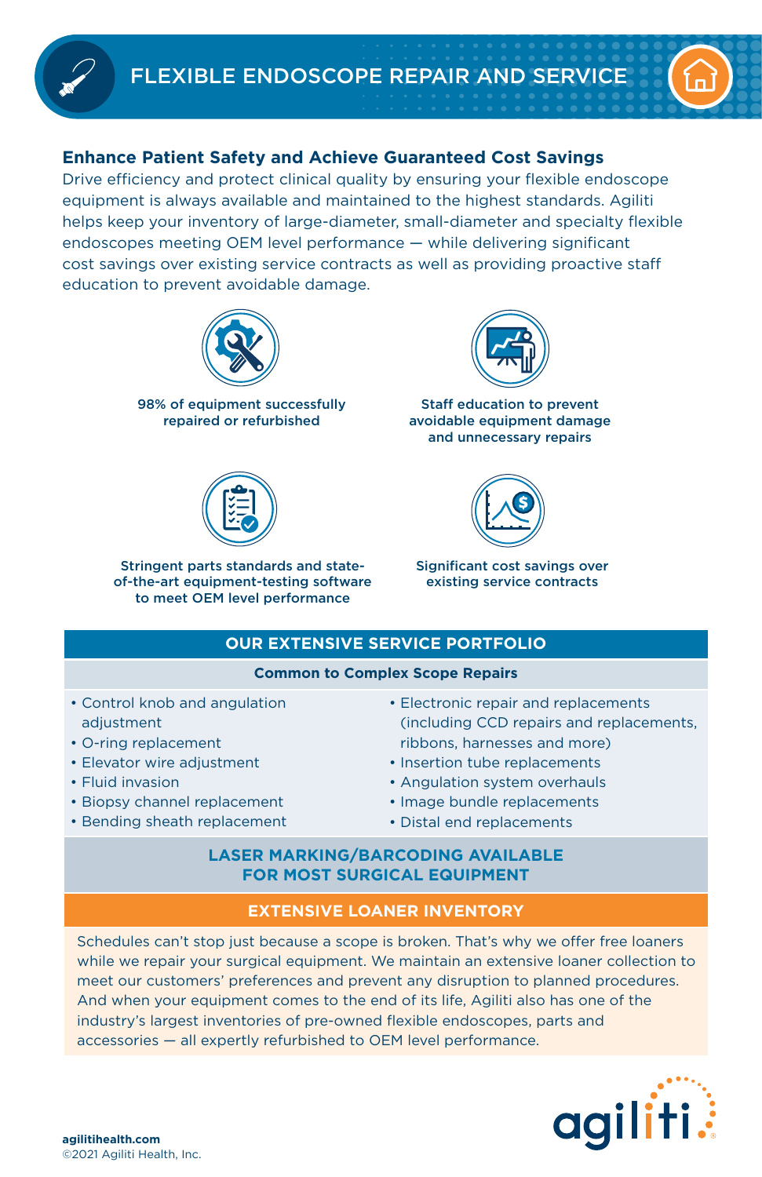# FLEXIBLE ENDOSCOPE REPAIR AND SERVICE

## Enhance Patient Safety and Achieve Guaranteed Cost Savings

Drive efficiency and protect clinical quality by ensuring your flexible endoscope equipment is always available and maintained to the highest standards. Agiliti helps keep your inventory of large-diameter, small-diameter and specialty flexible endoscopes meeting OEM level performance — while delivering significant cost savings over existing service contracts as well as providing proactive staff education to prevent avoidable damage.

**98% of equipment successfully repaired or refurbished**

**Staff education to prevent avoidable equipment damage and unnecessary repairs**

**Stringent parts standards and state-of-the-art equipment-testing software to meet OEM level performance**

**Significant cost savings over existing service contracts**

## OUR EXTENSIVE SERVICE PORTFOLIO

### Common to Complex Scope Repairs

- Control knob and angulation adjustment
- O-ring replacement
- Elevator wire adjustment
- Fluid invasion
- Biopsy channel replacement
- Bending sheath replacement
- Electronic repair and replacements (including CCD repairs and replacements, ribbons, harnesses and more)
- Insertion tube replacements
- Angulation system overhauls
- Image bundle replacements
- Distal end replacements

### LASER MARKING/BARCODING AVAILABLE FOR MOST SURGICAL EQUIPMENT

## EXTENSIVE LOANER INVENTORY

Schedules can't stop just because a scope is broken. That's why we offer free loaners while we repair your surgical equipment. We maintain an extensive loaner collection to meet our customers' preferences and prevent any disruption to planned procedures. And when your equipment comes to the end of its life, Agiliti also has one of the industry's largest inventories of pre-owned flexible endoscopes, parts and accessories — all expertly refurbished to OEM level performance.

**agilitihealth.com**
©2021 Agiliti Health, Inc.

agiliti.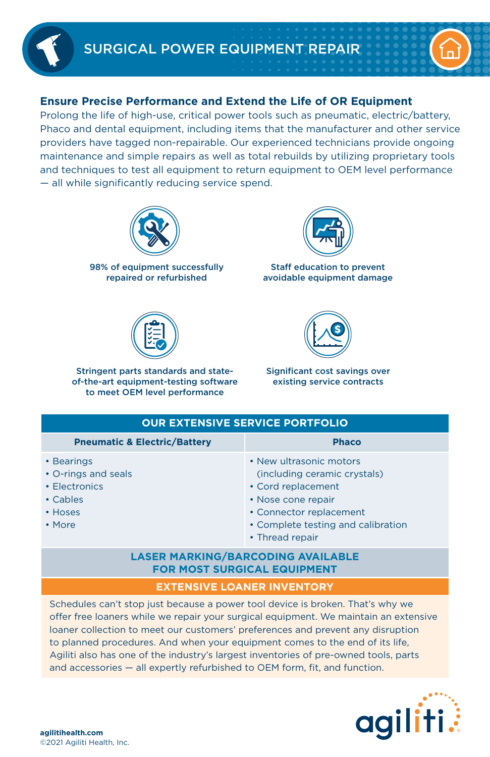# SURGICAL POWER EQUIPMENT REPAIR

## Ensure Precise Performance and Extend the Life of OR Equipment

Prolong the life of high-use, critical power tools such as pneumatic, electric/battery, Phaco and dental equipment, including items that the manufacturer and other service providers have tagged non-repairable. Our experienced technicians provide ongoing maintenance and simple repairs as well as total rebuilds by utilizing proprietary tools and techniques to test all equipment to return equipment to OEM level performance — all while significantly reducing service spend.

**98% of equipment successfully repaired or refurbished**

**Staff education to prevent avoidable equipment damage**

**Stringent parts standards and state-of-the-art equipment-testing software to meet OEM level performance**

**Significant cost savings over existing service contracts**

| OUR EXTENSIVE SERVICE PORTFOLIO | |
|---|---|
| **Pneumatic & Electric/Battery** | **Phaco** |
| • Bearings<br>• O-rings and seals<br>• Electronics<br>• Cables<br>• Hoses<br>• More | • New ultrasonic motors (including ceramic crystals)<br>• Cord replacement<br>• Nose cone repair<br>• Connector replacement<br>• Complete testing and calibration<br>• Thread repair |

**LASER MARKING/BARCODING AVAILABLE FOR MOST SURGICAL EQUIPMENT**

### EXTENSIVE LOANER INVENTORY

Schedules can't stop just because a power tool device is broken. That's why we offer free loaners while we repair your surgical equipment. We maintain an extensive loaner collection to meet our customers' preferences and prevent any disruption to planned procedures. And when your equipment comes to the end of its life, Agiliti also has one of the industry's largest inventories of pre-owned tools, parts and accessories — all expertly refurbished to OEM form, fit, and function.

**agilitihealth.com**
©2021 Agiliti Health, Inc.

agiliti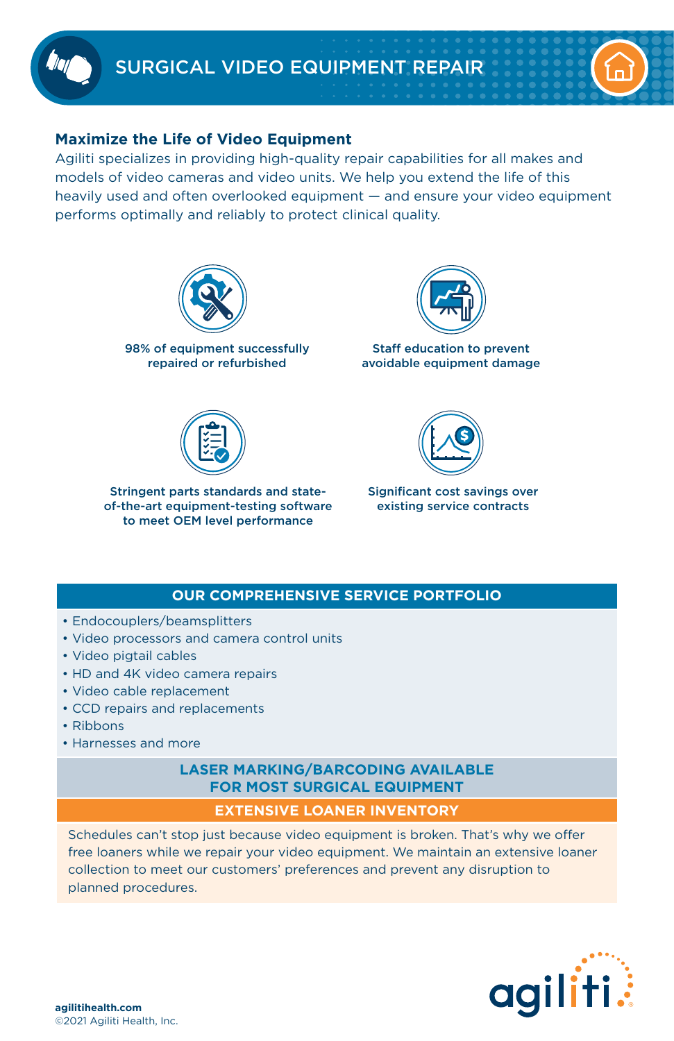# SURGICAL VIDEO EQUIPMENT REPAIR

## Maximize the Life of Video Equipment

Agiliti specializes in providing high-quality repair capabilities for all makes and models of video cameras and video units. We help you extend the life of this heavily used and often overlooked equipment — and ensure your video equipment performs optimally and reliably to protect clinical quality.

**98% of equipment successfully repaired or refurbished**

**Staff education to prevent avoidable equipment damage**

**Stringent parts standards and state-of-the-art equipment-testing software to meet OEM level performance**

**Significant cost savings over existing service contracts**

### OUR COMPREHENSIVE SERVICE PORTFOLIO

- Endocouplers/beamsplitters
- Video processors and camera control units
- Video pigtail cables
- HD and 4K video camera repairs
- Video cable replacement
- CCD repairs and replacements
- Ribbons
- Harnesses and more

### LASER MARKING/BARCODING AVAILABLE FOR MOST SURGICAL EQUIPMENT

### EXTENSIVE LOANER INVENTORY

Schedules can't stop just because video equipment is broken. That's why we offer free loaners while we repair your video equipment. We maintain an extensive loaner collection to meet our customers' preferences and prevent any disruption to planned procedures.

**agilitihealth.com**
©2021 Agiliti Health, Inc.

agiliti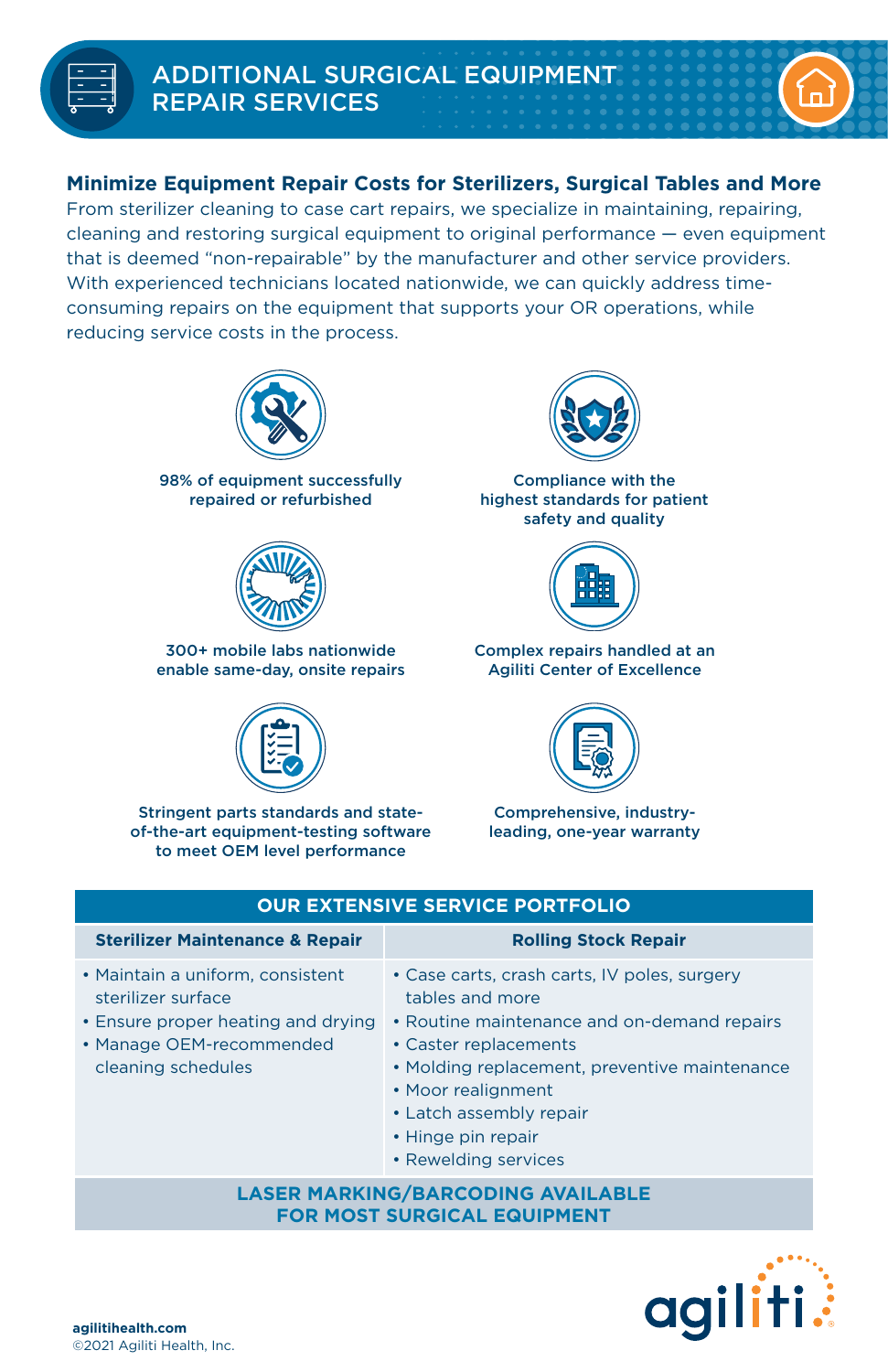# ADDITIONAL SURGICAL EQUIPMENT REPAIR SERVICES

**Minimize Equipment Repair Costs for Sterilizers, Surgical Tables and More**

From sterilizer cleaning to case cart repairs, we specialize in maintaining, repairing, cleaning and restoring surgical equipment to original performance — even equipment that is deemed "non-repairable" by the manufacturer and other service providers. With experienced technicians located nationwide, we can quickly address time-consuming repairs on the equipment that supports your OR operations, while reducing service costs in the process.

98% of equipment successfully repaired or refurbished

Compliance with the highest standards for patient safety and quality

300+ mobile labs nationwide enable same-day, onsite repairs

Complex repairs handled at an Agiliti Center of Excellence

Stringent parts standards and state-of-the-art equipment-testing software to meet OEM level performance

Comprehensive, industry-leading, one-year warranty

| OUR EXTENSIVE SERVICE PORTFOLIO | |
|---|---|
| **Sterilizer Maintenance & Repair** | **Rolling Stock Repair** |
| • Maintain a uniform, consistent sterilizer surface<br>• Ensure proper heating and drying<br>• Manage OEM-recommended cleaning schedules | • Case carts, crash carts, IV poles, surgery tables and more<br>• Routine maintenance and on-demand repairs<br>• Caster replacements<br>• Molding replacement, preventive maintenance<br>• Moor realignment<br>• Latch assembly repair<br>• Hinge pin repair<br>• Rewelding services |
| **LASER MARKING/BARCODING AVAILABLE FOR MOST SURGICAL EQUIPMENT** | |

agilitihealth.com
©2021 Agiliti Health, Inc.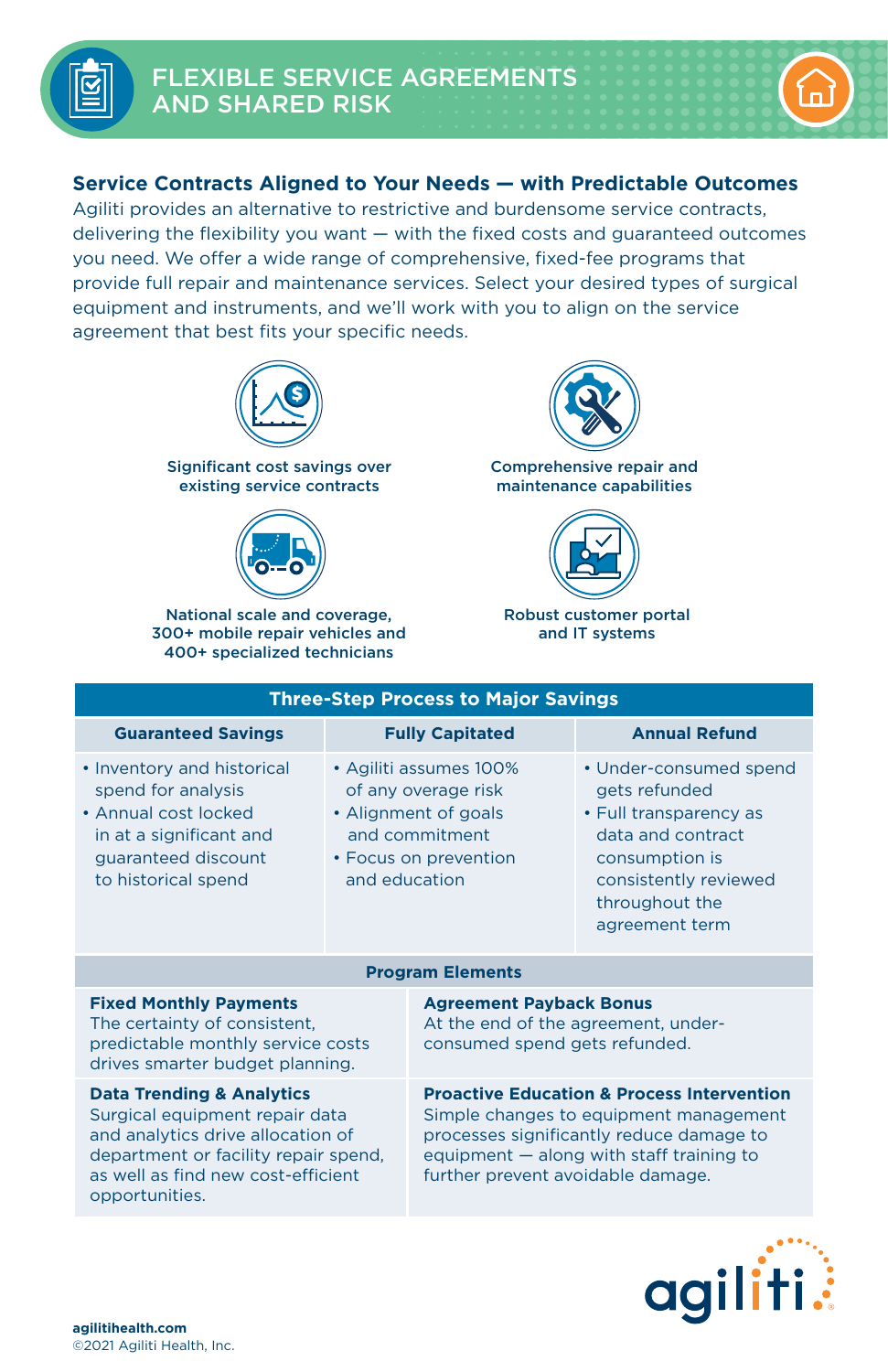# FLEXIBLE SERVICE AGREEMENTS AND SHARED RISK

## Service Contracts Aligned to Your Needs — with Predictable Outcomes

Agiliti provides an alternative to restrictive and burdensome service contracts, delivering the flexibility you want — with the fixed costs and guaranteed outcomes you need. We offer a wide range of comprehensive, fixed-fee programs that provide full repair and maintenance services. Select your desired types of surgical equipment and instruments, and we'll work with you to align on the service agreement that best fits your specific needs.

**Significant cost savings over existing service contracts**

**Comprehensive repair and maintenance capabilities**

**National scale and coverage, 300+ mobile repair vehicles and 400+ specialized technicians**

**Robust customer portal and IT systems**

| Three-Step Process to Major Savings | | |
|---|---|---|
| **Guaranteed Savings** | **Fully Capitated** | **Annual Refund** |
| • Inventory and historical spend for analysis<br>• Annual cost locked in at a significant and guaranteed discount to historical spend | • Agiliti assumes 100% of any overage risk<br>• Alignment of goals and commitment<br>• Focus on prevention and education | • Under-consumed spend gets refunded<br>• Full transparency as data and contract consumption is consistently reviewed throughout the agreement term |

| Program Elements | |
|---|---|
| **Fixed Monthly Payments**<br>The certainty of consistent, predictable monthly service costs drives smarter budget planning. | **Agreement Payback Bonus**<br>At the end of the agreement, under-consumed spend gets refunded. |
| **Data Trending & Analytics**<br>Surgical equipment repair data and analytics drive allocation of department or facility repair spend, as well as find new cost-efficient opportunities. | **Proactive Education & Process Intervention**<br>Simple changes to equipment management processes significantly reduce damage to equipment — along with staff training to further prevent avoidable damage. |

agiliti

agilitihealth.com
©2021 Agiliti Health, Inc.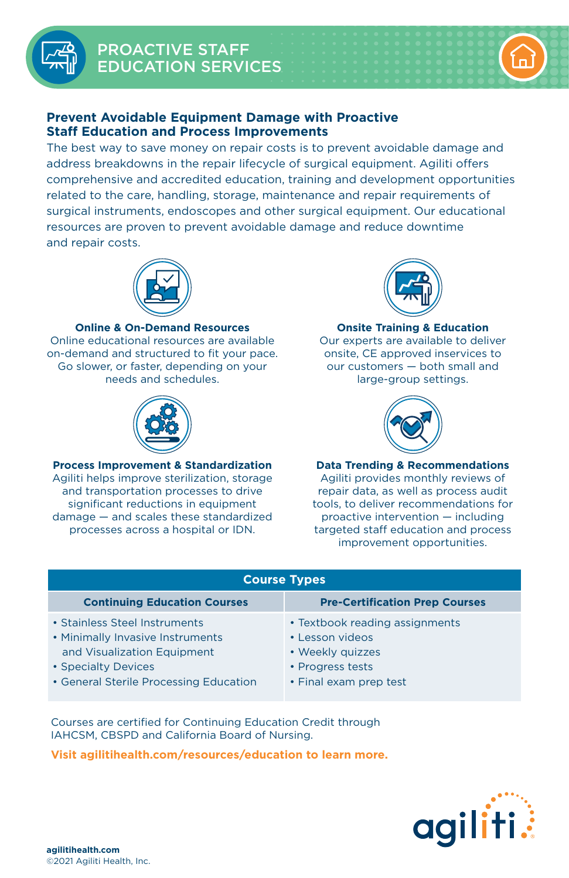# PROACTIVE STAFF EDUCATION SERVICES

## Prevent Avoidable Equipment Damage with Proactive Staff Education and Process Improvements

The best way to save money on repair costs is to prevent avoidable damage and address breakdowns in the repair lifecycle of surgical equipment. Agiliti offers comprehensive and accredited education, training and development opportunities related to the care, handling, storage, maintenance and repair requirements of surgical instruments, endoscopes and other surgical equipment. Our educational resources are proven to prevent avoidable damage and reduce downtime and repair costs.

**Online & On-Demand Resources**
Online educational resources are available on-demand and structured to fit your pace. Go slower, or faster, depending on your needs and schedules.

**Onsite Training & Education**
Our experts are available to deliver onsite, CE approved inservices to our customers — both small and large-group settings.

**Process Improvement & Standardization**
Agiliti helps improve sterilization, storage and transportation processes to drive significant reductions in equipment damage — and scales these standardized processes across a hospital or IDN.

**Data Trending & Recommendations**
Agiliti provides monthly reviews of repair data, as well as process audit tools, to deliver recommendations for proactive intervention — including targeted staff education and process improvement opportunities.

| Course Types | |
|---|---|
| **Continuing Education Courses** | **Pre-Certification Prep Courses** |
| • Stainless Steel Instruments<br>• Minimally Invasive Instruments and Visualization Equipment<br>• Specialty Devices<br>• General Sterile Processing Education | • Textbook reading assignments<br>• Lesson videos<br>• Weekly quizzes<br>• Progress tests<br>• Final exam prep test |

Courses are certified for Continuing Education Credit through IAHCSM, CBSPD and California Board of Nursing.

**Visit agilitihealth.com/resources/education to learn more.**

agiliti

**agilitihealth.com**
©2021 Agiliti Health, Inc.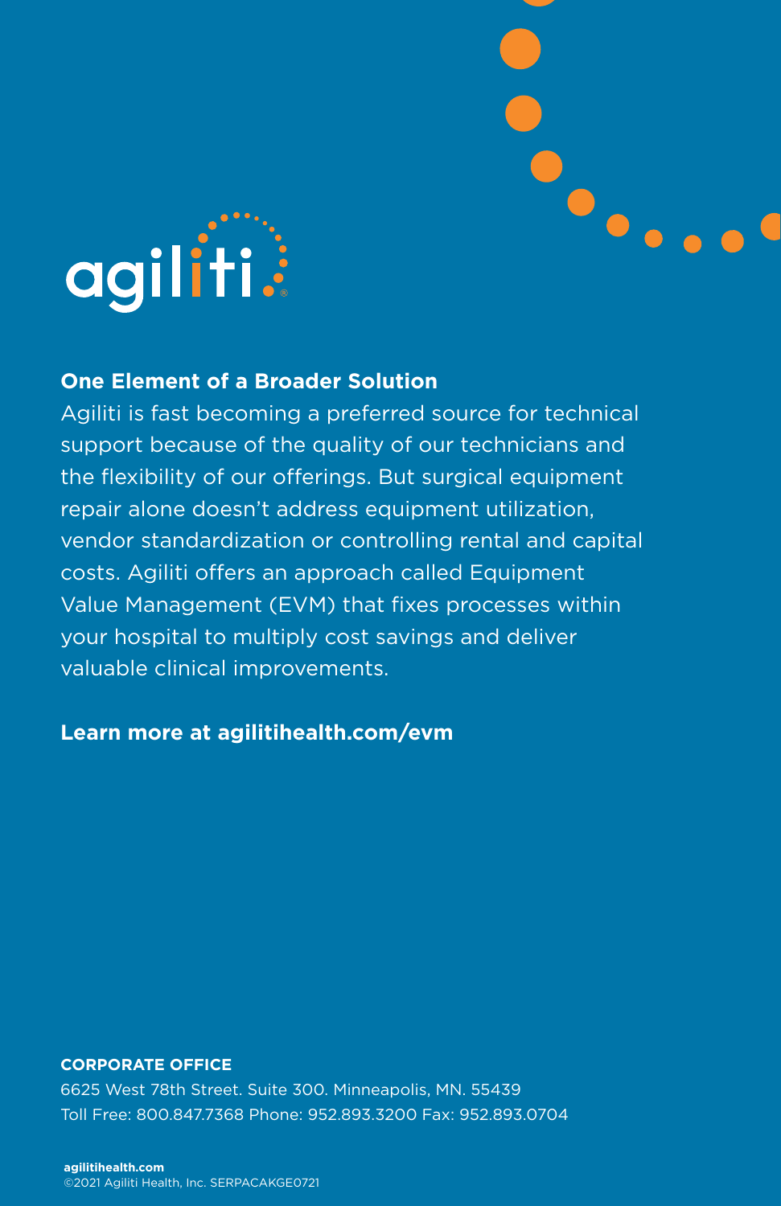agiliti

## One Element of a Broader Solution

Agiliti is fast becoming a preferred source for technical support because of the quality of our technicians and the flexibility of our offerings. But surgical equipment repair alone doesn't address equipment utilization, vendor standardization or controlling rental and capital costs. Agiliti offers an approach called Equipment Value Management (EVM) that fixes processes within your hospital to multiply cost savings and deliver valuable clinical improvements.

**Learn more at agilitihealth.com/evm**

**CORPORATE OFFICE**
6625 West 78th Street. Suite 300. Minneapolis, MN. 55439
Toll Free: 800.847.7368 Phone: 952.893.3200 Fax: 952.893.0704

**agilitihealth.com**
©2021 Agiliti Health, Inc. SERPACAKGE0721